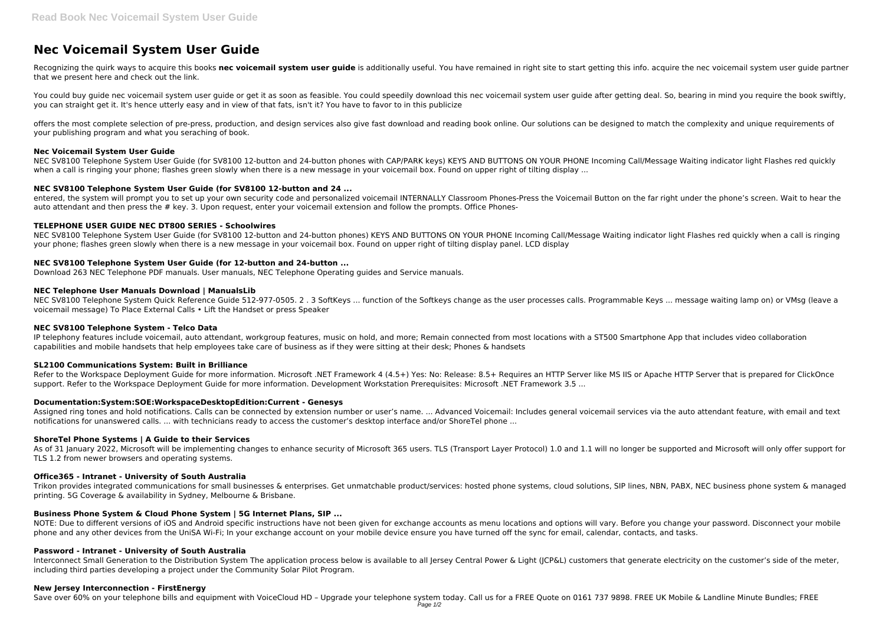# Nec Voicemail System User Guide

Recognizing the quirk ways to acquire this books **nec voicemail system user guide** is additionally useful. You have remained in right site to start getting this info. acquire the nec voicemail system user guide partner that we present here and check out the link.

You could buy guide nec voicemail system user guide or get it as soon as feasible. You could speedily download this nec voicemail system user guide after getting deal. So, bearing in mind you require the book swiftly, you can straight get it. It's hence utterly easy and in view of that fats, isn't it? You have to favor to in this publicize

offers the most complete selection of pre-press, production, and design services also give fast download and reading book online. Our solutions can be designed to match the complexity and unique requirements of your publishing program and what you seraching of book.

### Nec Voicemail System User Guide

NEC SV8100 Telephone System User Guide (for SV8100 12-button and 24-button phones with CAP/PARK keys) KEYS AND BUTTONS ON YOUR PHONE Incoming Call/Message Waiting indicator light Flashes red quickly when a call is ringing your phone; flashes green slowly when there is a new message in your voicemail box. Found on upper right of tilting display ...

### NEC SV8100 Telephone System User Guide (for SV8100 12-button and 24 ...

entered, the system will prompt you to set up your own security code and personalized voicemail INTERNALLY Classroom Phones-Press the Voicemail Button on the far right under the phone's screen. Wait to hear the auto attendant and then press the # key. 3. Upon request, enter your voicemail extension and follow the prompts. Office Phones-

### TELEPHONE USER GUIDE NEC DT800 SERIES - Schoolwires

NEC SV8100 Telephone System User Guide (for SV8100 12-button and 24-button phones) KEYS AND BUTTONS ON YOUR PHONE Incoming Call/Message Waiting indicator light Flashes red quickly when a call is ringing your phone; flashes green slowly when there is a new message in your voicemail box. Found on upper right of tilting display panel. LCD display

### NEC SV8100 Telephone System User Guide (for 12-button and 24-button ...

Download 263 NEC Telephone PDF manuals. User manuals, NEC Telephone Operating guides and Service manuals.

### NEC Telephone User Manuals Download | ManualsLib

NEC SV8100 Telephone System Quick Reference Guide 512-977-0505. 2 . 3 SoftKeys ... function of the Softkeys change as the user processes calls. Programmable Keys ... message waiting lamp on) or VMsg (leave a voicemail message) To Place External Calls • Lift the Handset or press Speaker

### NEC SV8100 Telephone System - Telco Data

IP telephony features include voicemail, auto attendant, workgroup features, music on hold, and more; Remain connected from most locations with a ST500 Smartphone App that includes video collaboration capabilities and mobile handsets that help employees take care of business as if they were sitting at their desk; Phones & handsets

### SL2100 Communications System: Built in Brilliance

Refer to the Workspace Deployment Guide for more information. Microsoft .NET Framework 4 (4.5+) Yes: No: Release: 8.5+ Requires an HTTP Server like MS IIS or Apache HTTP Server that is prepared for ClickOnce support. Refer to the Workspace Deployment Guide for more information. Development Workstation Prerequisites: Microsoft .NET Framework 3.5 ...

### Documentation:System:SOE:WorkspaceDesktopEdition:Current - Genesys

Assigned ring tones and hold notifications. Calls can be connected by extension number or user's name. ... Advanced Voicemail: Includes general voicemail services via the auto attendant feature, with email and text notifications for unanswered calls. ... with technicians ready to access the customer's desktop interface and/or ShoreTel phone ...

### ShoreTel Phone Systems | A Guide to their Services

As of 31 January 2022, Microsoft will be implementing changes to enhance security of Microsoft 365 users. TLS (Transport Layer Protocol) 1.0 and 1.1 will no longer be supported and Microsoft will only offer support for TLS 1.2 from newer browsers and operating systems.

### Office365 - Intranet - University of South Australia

Trikon provides integrated communications for small businesses & enterprises. Get unmatchable product/services: hosted phone systems, cloud solutions, SIP lines, NBN, PABX, NEC business phone system & managed printing. 5G Coverage & availability in Sydney, Melbourne & Brisbane.

### Business Phone System & Cloud Phone System | 5G Internet Plans, SIP ...

NOTE: Due to different versions of iOS and Android specific instructions have not been given for exchange accounts as menu locations and options will vary. Before you change your password. Disconnect your mobile phone and any other devices from the UniSA Wi-Fi; In your exchange account on your mobile device ensure you have turned off the sync for email, calendar, contacts, and tasks.

### Password - Intranet - University of South Australia

Interconnect Small Generation to the Distribution System The application process below is available to all Jersey Central Power & Light (JCP&L) customers that generate electricity on the customer's side of the meter, including third parties developing a project under the Community Solar Pilot Program.

### New Jersey Interconnection - FirstEnergy

Save over 60% on your telephone bills and equipment with VoiceCloud HD – Upgrade your telephone system today. Call us for a FREE Quote on 0161 737 9898. FREE UK Mobile & Landline Minute Bundles; FREE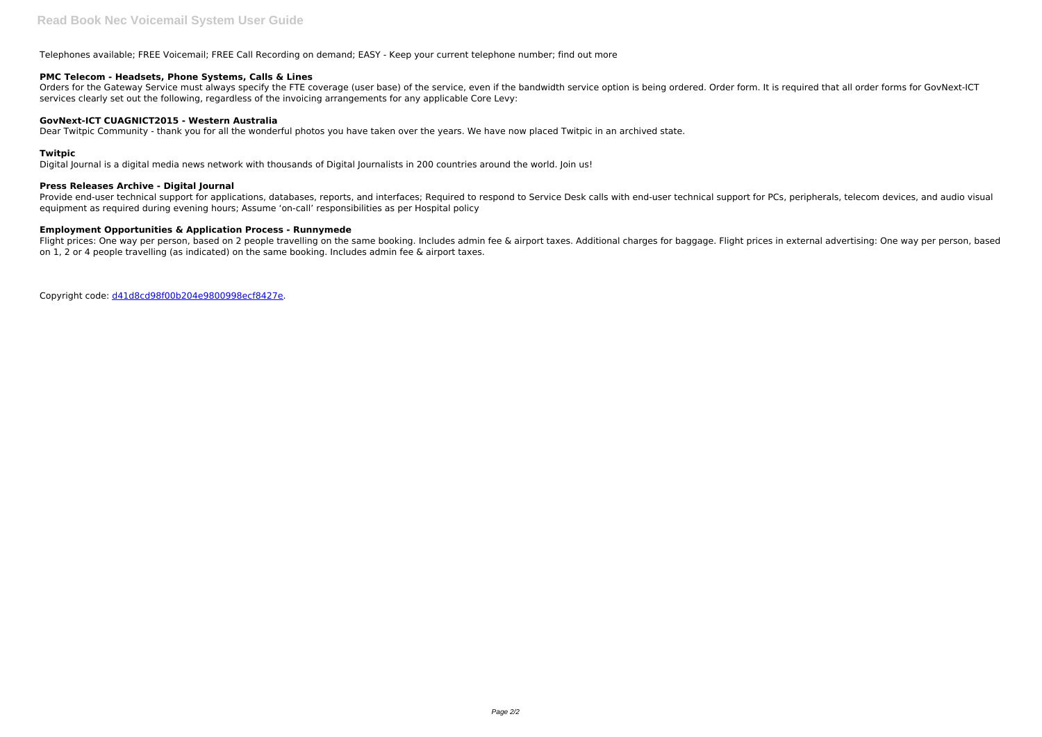Telephones available; FREE Voicemail; FREE Call Recording on demand; EASY - Keep your current telephone number; find out more

### PMC Telecom - Headsets, Phone Systems, Calls & Lines

Orders for the Gateway Service must always specify the FTE coverage (user base) of the service, even if the bandwidth service option is being ordered. Order form. It is required that all order forms for GovNext-ICT services clearly set out the following, regardless of the invoicing arrangements for any applicable Core Levy:

### GovNext-ICT CUAGNICT2015 - Western Australia

Dear Twitpic Community - thank you for all the wonderful photos you have taken over the years. We have now placed Twitpic in an archived state.

### Twitpic

Digital Journal is a digital media news network with thousands of Digital Journalists in 200 countries around the world. Join us!

### Press Releases Archive - Digital Journal

Provide end-user technical support for applications, databases, reports, and interfaces; Required to respond to Service Desk calls with end-user technical support for PCs, peripherals, telecom devices, and audio visual equipment as required during evening hours; Assume 'on-call' responsibilities as per Hospital policy

### Employment Opportunities & Application Process - Runnymede

Flight prices: One way per person, based on 2 people travelling on the same booking. Includes admin fee & airport taxes. Additional charges for baggage. Flight prices in external advertising: One way per person, based on 1, 2 or 4 people travelling (as indicated) on the same booking. Includes admin fee & airport taxes.

Copyright code: d41d8cd98f00b204e9800998ecf8427e.